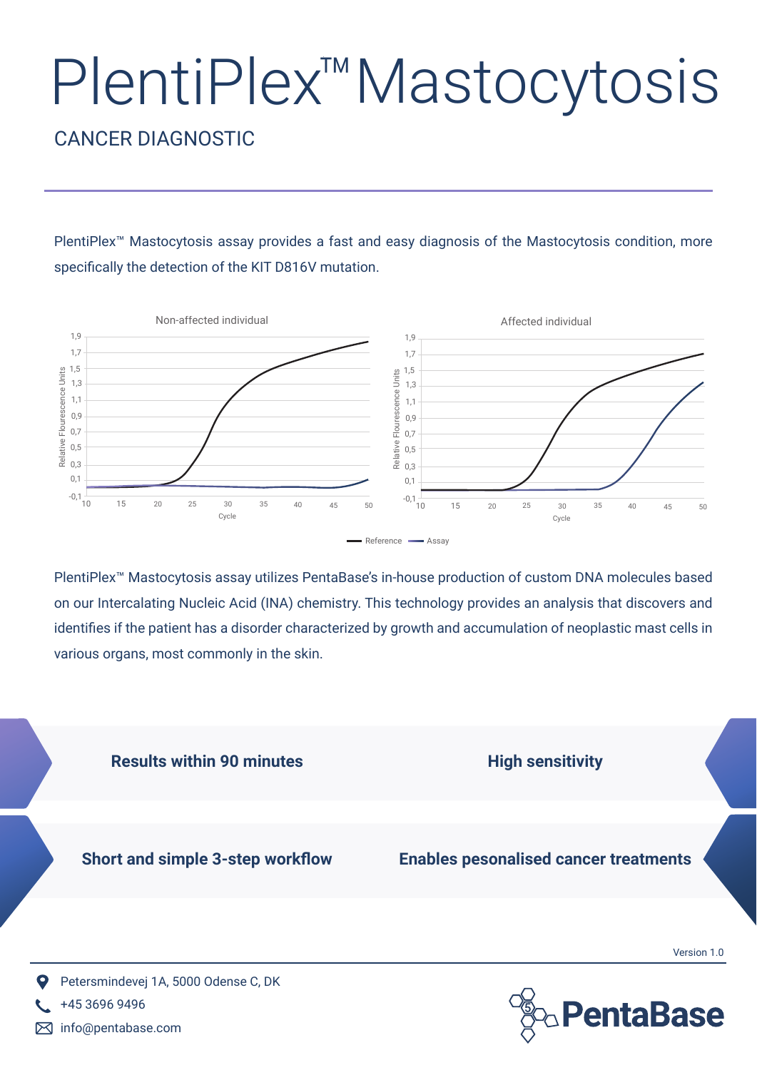# PlentiPlex™ Mastocytosis

## CANCER DIAGNOSTIC

PlentiPlex™ Mastocytosis assay provides a fast and easy diagnosis of the Mastocytosis condition, more specifically the detection of the KIT D816V mutation.

Non-affected individual

Affected individual

Reference — Assay

PlentiPlex™ Mastocytosis assay utilizes PentaBase's in-house production of custom DNA molecules based on our Intercalating Nucleic Acid (INA) chemistry. This technology provides an analysis that discovers and identifies if the patient has a disorder characterized by growth and accumulation of neoplastic mast cells in various organs, most commonly in the skin.

**Results within 90 minutes**

**High sensitivity**

**Short and simple 3-step workflow**

**Enables pesonalised cancer treatments**

Version 1.0

Petersmindevej 1A, 5000 Odense C, DK

+45 3696 9496

info@pentabase.com

PentaBase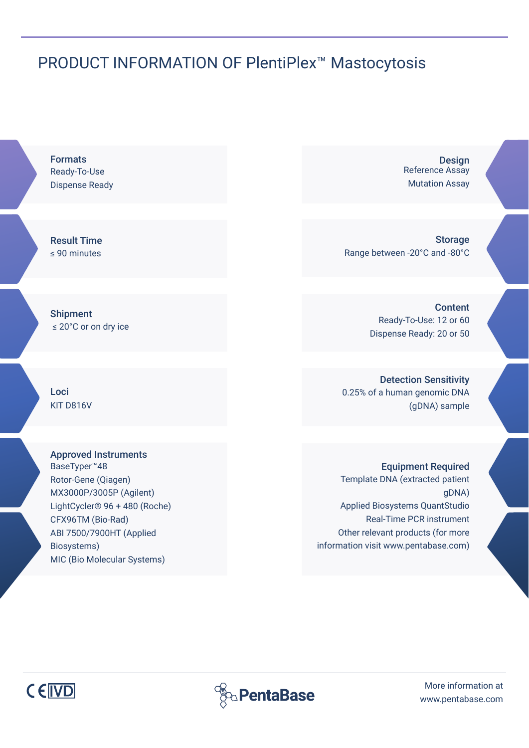# PRODUCT INFORMATION OF PlentiPlex™ Mastocytosis

**Formats**
Ready-To-Use
Dispense Ready

**Design**
Reference Assay
Mutation Assay

**Result Time**
≤ 90 minutes

**Storage**
Range between -20°C and -80°C

**Shipment**
≤ 20°C or on dry ice

**Content**
Ready-To-Use: 12 or 60
Dispense Ready: 20 or 50

**Loci**
KIT D816V

**Detection Sensitivity**
0.25% of a human genomic DNA (gDNA) sample

**Approved Instruments**
BaseTyper™48
Rotor-Gene (Qiagen)
MX3000P/3005P (Agilent)
LightCycler® 96 + 480 (Roche)
CFX96TM (Bio-Rad)
ABI 7500/7900HT (Applied Biosystems)
MIC (Bio Molecular Systems)

**Equipment Required**
Template DNA (extracted patient gDNA)
Applied Biosystems QuantStudio
Real-Time PCR instrument
Other relevant products (for more information visit www.pentabase.com)

CE IVD

PentaBase

More information at
www.pentabase.com